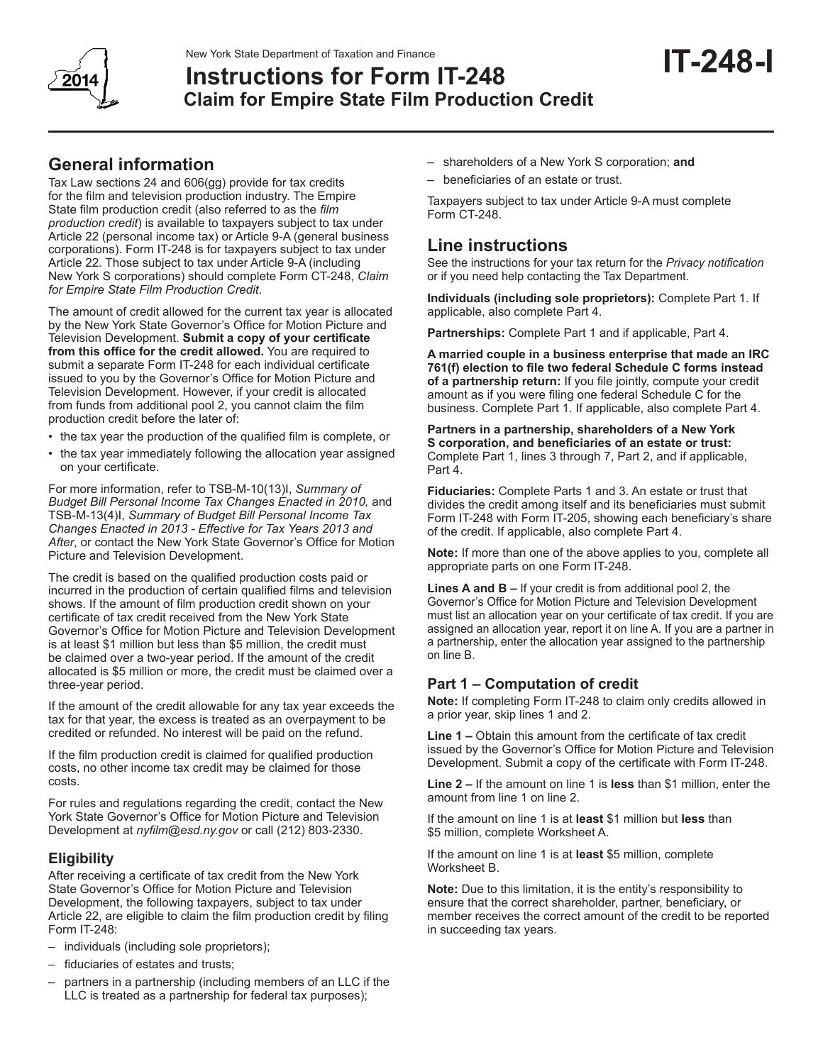New York State Department of Taxation and Finance

# Instructions for Form IT-248 Claim for Empire State Film Production Credit

**IT-248-I**

2014

## General information

Tax Law sections 24 and 606(gg) provide for tax credits for the film and television production industry. The Empire State film production credit (also referred to as the *film production credit*) is available to taxpayers subject to tax under Article 22 (personal income tax) or Article 9-A (general business corporations). Form IT-248 is for taxpayers subject to tax under Article 22. Those subject to tax under Article 9-A (including New York S corporations) should complete Form CT-248, *Claim for Empire State Film Production Credit*.

The amount of credit allowed for the current tax year is allocated by the New York State Governor's Office for Motion Picture and Television Development. **Submit a copy of your certificate from this office for the credit allowed.** You are required to submit a separate Form IT-248 for each individual certificate issued to you by the Governor's Office for Motion Picture and Television Development. However, if your credit is allocated from funds from additional pool 2, you cannot claim the film production credit before the later of:

- the tax year the production of the qualified film is complete, or
- the tax year immediately following the allocation year assigned on your certificate.

For more information, refer to TSB-M-10(13)I, *Summary of Budget Bill Personal Income Tax Changes Enacted in 2010,* and TSB-M-13(4)I, *Summary of Budget Bill Personal Income Tax Changes Enacted in 2013 - Effective for Tax Years 2013 and After*, or contact the New York State Governor's Office for Motion Picture and Television Development.

The credit is based on the qualified production costs paid or incurred in the production of certain qualified films and television shows. If the amount of film production credit shown on your certificate of tax credit received from the New York State Governor's Office for Motion Picture and Television Development is at least $1 million but less than $5 million, the credit must be claimed over a two-year period. If the amount of the credit allocated is $5 million or more, the credit must be claimed over a three-year period.

If the amount of the credit allowable for any tax year exceeds the tax for that year, the excess is treated as an overpayment to be credited or refunded. No interest will be paid on the refund.

If the film production credit is claimed for qualified production costs, no other income tax credit may be claimed for those costs.

For rules and regulations regarding the credit, contact the New York State Governor's Office for Motion Picture and Television Development at *nyfilm@esd.ny.gov* or call (212) 803-2330.

### Eligibility

After receiving a certificate of tax credit from the New York State Governor's Office for Motion Picture and Television Development, the following taxpayers, subject to tax under Article 22, are eligible to claim the film production credit by filing Form IT-248:

- individuals (including sole proprietors);
- fiduciaries of estates and trusts;
- partners in a partnership (including members of an LLC if the LLC is treated as a partnership for federal tax purposes);
- shareholders of a New York S corporation; **and**
- beneficiaries of an estate or trust.

Taxpayers subject to tax under Article 9-A must complete Form CT-248.

## Line instructions

See the instructions for your tax return for the *Privacy notification* or if you need help contacting the Tax Department.

**Individuals (including sole proprietors):** Complete Part 1. If applicable, also complete Part 4.

**Partnerships:** Complete Part 1 and if applicable, Part 4.

**A married couple in a business enterprise that made an IRC 761(f) election to file two federal Schedule C forms instead of a partnership return:** If you file jointly, compute your credit amount as if you were filing one federal Schedule C for the business. Complete Part 1. If applicable, also complete Part 4.

**Partners in a partnership, shareholders of a New York S corporation, and beneficiaries of an estate or trust:** Complete Part 1, lines 3 through 7, Part 2, and if applicable, Part 4.

**Fiduciaries:** Complete Parts 1 and 3. An estate or trust that divides the credit among itself and its beneficiaries must submit Form IT-248 with Form IT-205, showing each beneficiary's share of the credit. If applicable, also complete Part 4.

**Note:** If more than one of the above applies to you, complete all appropriate parts on one Form IT-248.

**Lines A and B –** If your credit is from additional pool 2, the Governor's Office for Motion Picture and Television Development must list an allocation year on your certificate of tax credit. If you are assigned an allocation year, report it on line A. If you are a partner in a partnership, enter the allocation year assigned to the partnership on line B.

### Part 1 – Computation of credit

**Note:** If completing Form IT-248 to claim only credits allowed in a prior year, skip lines 1 and 2.

**Line 1 –** Obtain this amount from the certificate of tax credit issued by the Governor's Office for Motion Picture and Television Development. Submit a copy of the certificate with Form IT-248.

**Line 2 –** If the amount on line 1 is **less** than $1 million, enter the amount from line 1 on line 2.

If the amount on line 1 is at **least** $1 million but **less** than $5 million, complete Worksheet A.

If the amount on line 1 is at **least** $5 million, complete Worksheet B.

**Note:** Due to this limitation, it is the entity's responsibility to ensure that the correct shareholder, partner, beneficiary, or member receives the correct amount of the credit to be reported in succeeding tax years.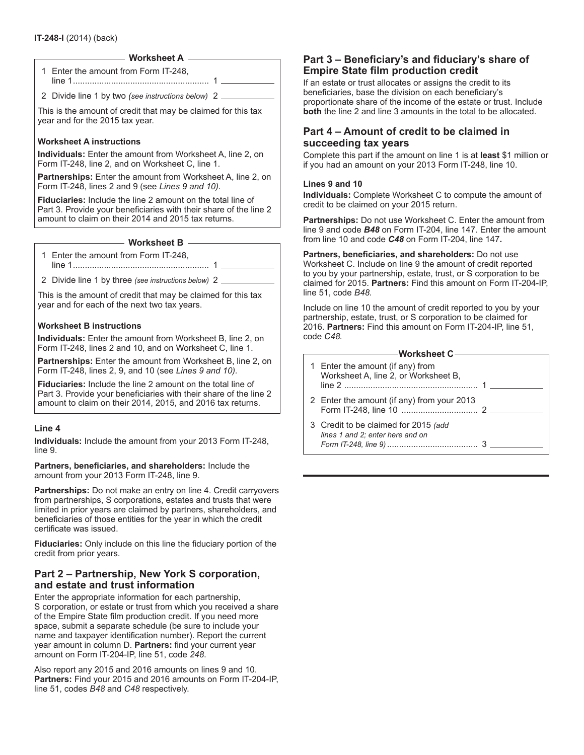### Worksheet A

1 Enter the amount from Form IT-248, line 1 ........................................................ 1 ____________

2 Divide line 1 by two *(see instructions below)* 2 ____________

This is the amount of credit that may be claimed for this tax year and for the 2015 tax year.

**Worksheet A instructions**

**Individuals:** Enter the amount from Worksheet A, line 2, on Form IT-248, line 2, and on Worksheet C, line 1.

**Partnerships:** Enter the amount from Worksheet A, line 2, on Form IT-248, lines 2 and 9 (see *Lines 9 and 10).*

**Fiduciaries:** Include the line 2 amount on the total line of Part 3. Provide your beneficiaries with their share of the line 2 amount to claim on their 2014 and 2015 tax returns.

### Worksheet B

1 Enter the amount from Form IT-248, line 1 ........................................................ 1 ____________

2 Divide line 1 by three *(see instructions below)* 2 ____________

This is the amount of credit that may be claimed for this tax year and for each of the next two tax years.

**Worksheet B instructions**

**Individuals:** Enter the amount from Worksheet B, line 2, on Form IT-248, lines 2 and 10, and on Worksheet C, line 1.

**Partnerships:** Enter the amount from Worksheet B, line 2, on Form IT-248, lines 2, 9, and 10 (see *Lines 9 and 10).*

**Fiduciaries:** Include the line 2 amount on the total line of Part 3. Provide your beneficiaries with their share of the line 2 amount to claim on their 2014, 2015, and 2016 tax returns.

### Line 4

**Individuals:** Include the amount from your 2013 Form IT-248, line 9.

**Partners, beneficiaries, and shareholders:** Include the amount from your 2013 Form IT-248, line 9.

**Partnerships:** Do not make an entry on line 4. Credit carryovers from partnerships, S corporations, estates and trusts that were limited in prior years are claimed by partners, shareholders, and beneficiaries of those entities for the year in which the credit certificate was issued.

**Fiduciaries:** Only include on this line the fiduciary portion of the credit from prior years.

## Part 2 – Partnership, New York S corporation, and estate and trust information

Enter the appropriate information for each partnership, S corporation, or estate or trust from which you received a share of the Empire State film production credit. If you need more space, submit a separate schedule (be sure to include your name and taxpayer identification number). Report the current year amount in column D. **Partners:** find your current year amount on Form IT-204-IP, line 51, code *248*.

Also report any 2015 and 2016 amounts on lines 9 and 10. **Partners:** Find your 2015 and 2016 amounts on Form IT-204-IP, line 51, codes *B48* and *C48* respectively.

## Part 3 – Beneficiary's and fiduciary's share of Empire State film production credit

If an estate or trust allocates or assigns the credit to its beneficiaries, base the division on each beneficiary's proportionate share of the income of the estate or trust. Include **both** the line 2 and line 3 amounts in the total to be allocated.

## Part 4 – Amount of credit to be claimed in succeeding tax years

Complete this part if the amount on line 1 is at **least** $1 million or if you had an amount on your 2013 Form IT-248, line 10.

### Lines 9 and 10

**Individuals:** Complete Worksheet C to compute the amount of credit to be claimed on your 2015 return.

**Partnerships:** Do not use Worksheet C. Enter the amount from line 9 and code ***B48*** on Form IT-204, line 147. Enter the amount from line 10 and code ***C48*** on Form IT-204, line 147**.**

**Partners, beneficiaries, and shareholders:** Do not use Worksheet C. Include on line 9 the amount of credit reported to you by your partnership, estate, trust, or S corporation to be claimed for 2015. **Partners:** Find this amount on Form IT-204-IP, line 51, code *B48.*

Include on line 10 the amount of credit reported to you by your partnership, estate, trust, or S corporation to be claimed for 2016. **Partners:** Find this amount on Form IT-204-IP, line 51, code *C48.*

### Worksheet C

1 Enter the amount (if any) from Worksheet A, line 2, or Worksheet B, line 2 ........................................................ 1 ____________

2 Enter the amount (if any) from your 2013 Form IT-248, line 10 ............................... 2 ____________

3 Credit to be claimed for 2015 *(add lines 1 and 2; enter here and on Form IT-248, line 9)* ..................................... 3 ____________